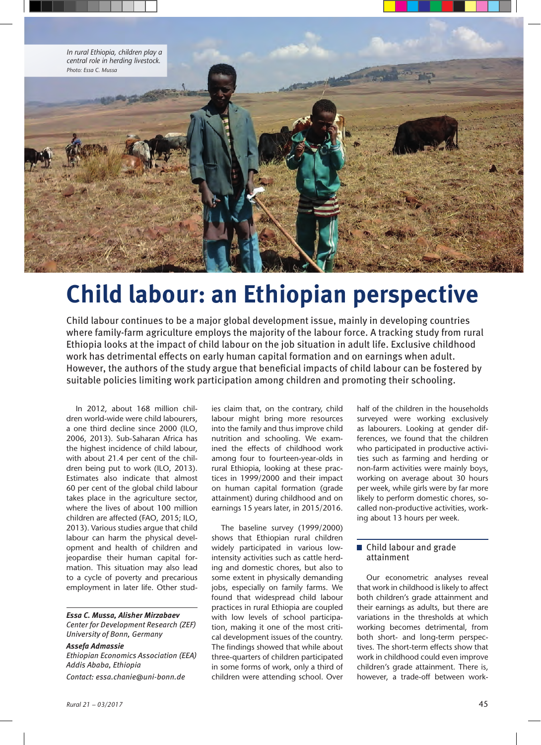In rural Ethiopia, children play a central role in herding livestock.
Photo: Essa C. Mussa

# Child labour: an Ethiopian perspective

Child labour continues to be a major global development issue, mainly in developing countries where family-farm agriculture employs the majority of the labour force. A tracking study from rural Ethiopia looks at the impact of child labour on the job situation in adult life. Exclusive childhood work has detrimental effects on early human capital formation and on earnings when adult. However, the authors of the study argue that beneficial impacts of child labour can be fostered by suitable policies limiting work participation among children and promoting their schooling.

In 2012, about 168 million children world-wide were child labourers, a one third decline since 2000 (ILO, 2006, 2013). Sub-Saharan Africa has the highest incidence of child labour, with about 21.4 per cent of the children being put to work (ILO, 2013). Estimates also indicate that almost 60 per cent of the global child labour takes place in the agriculture sector, where the lives of about 100 million children are affected (FAO, 2015; ILO, 2013). Various studies argue that child labour can harm the physical development and health of children and jeopardise their human capital formation. This situation may also lead to a cycle of poverty and precarious employment in later life. Other studies claim that, on the contrary, child labour might bring more resources into the family and thus improve child nutrition and schooling. We examined the effects of childhood work among four to fourteen-year-olds in rural Ethiopia, looking at these practices in 1999/2000 and their impact on human capital formation (grade attainment) during childhood and on earnings 15 years later, in 2015/2016.

The baseline survey (1999/2000) shows that Ethiopian rural children widely participated in various low-intensity activities such as cattle herding and domestic chores, but also to some extent in physically demanding jobs, especially on family farms. We found that widespread child labour practices in rural Ethiopia are coupled with low levels of school participation, making it one of the most critical development issues of the country. The findings showed that while about three-quarters of children participated in some forms of work, only a third of children were attending school. Over half of the children in the households surveyed were working exclusively as labourers. Looking at gender differences, we found that the children who participated in productive activities such as farming and herding or non-farm activities were mainly boys, working on average about 30 hours per week, while girls were by far more likely to perform domestic chores, so-called non-productive activities, working about 13 hours per week.

***Essa C. Mussa, Alisher Mirzabaev***
*Center for Development Research (ZEF) University of Bonn, Germany*

***Assefa Admassie***
*Ethiopian Economics Association (EEA) Addis Ababa, Ethiopia*

*Contact: essa.chanie@uni-bonn.de*

## Child labour and grade attainment

Our econometric analyses reveal that work in childhood is likely to affect both children's grade attainment and their earnings as adults, but there are variations in the thresholds at which working becomes detrimental, from both short- and long-term perspectives. The short-term effects show that work in childhood could even improve children's grade attainment. There is, however, a trade-off between work-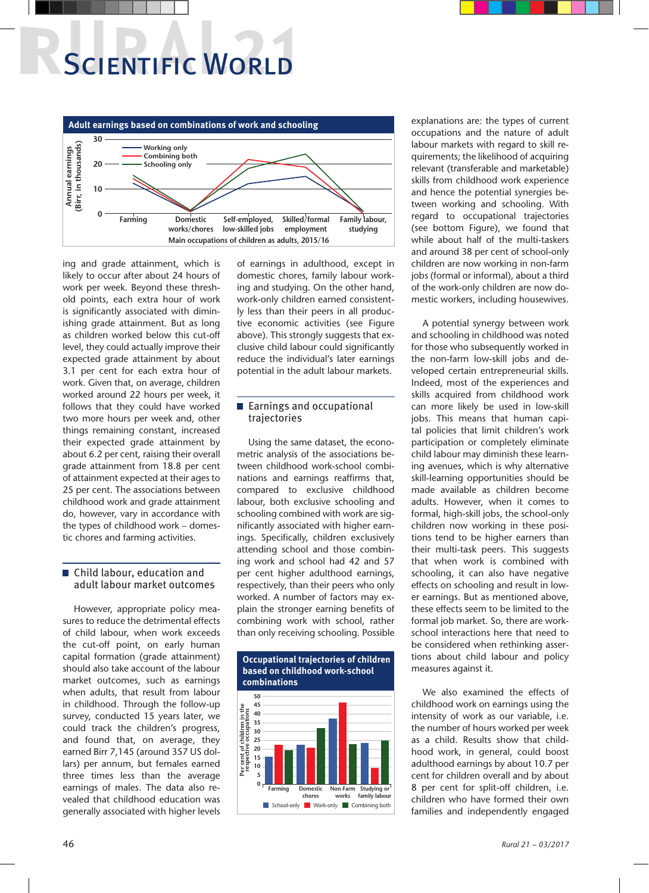**Adult earnings based on combinations of work and schooling**

Annual earnings (Birr, in thousands)

Working only / Combining both / Schooling only

Farming | Domestic works/chores | Self-employed, low-skilled jobs | Skilled/formal employment | Family labour, studying

Main occupations of children as adults, 2015/16

ing and grade attainment, which is likely to occur after about 24 hours of work per week. Beyond these threshold points, each extra hour of work is significantly associated with diminishing grade attainment. But as long as children worked below this cut-off level, they could actually improve their expected grade attainment by about 3.1 per cent for each extra hour of work. Given that, on average, children worked around 22 hours per week, it follows that they could have worked two more hours per week and, other things remaining constant, increased their expected grade attainment by about 6.2 per cent, raising their overall grade attainment from 18.8 per cent of attainment expected at their ages to 25 per cent. The associations between childhood work and grade attainment do, however, vary in accordance with the types of childhood work – domestic chores and farming activities.

## Child labour, education and adult labour market outcomes

However, appropriate policy measures to reduce the detrimental effects of child labour, when work exceeds the cut-off point, on early human capital formation (grade attainment) should also take account of the labour market outcomes, such as earnings when adults, that result from labour in childhood. Through the follow-up survey, conducted 15 years later, we could track the children's progress, and found that, on average, they earned Birr 7,145 (around 357 US dollars) per annum, but females earned three times less than the average earnings of males. The data also revealed that childhood education was generally associated with higher levels of earnings in adulthood, except in domestic chores, family labour working and studying. On the other hand, work-only children earned consistently less than their peers in all productive economic activities (see Figure above). This strongly suggests that exclusive child labour could significantly reduce the individual's later earnings potential in the adult labour markets.

## Earnings and occupational trajectories

Using the same dataset, the econometric analysis of the associations between childhood work-school combinations and earnings reaffirms that, compared to exclusive childhood labour, both exclusive schooling and schooling combined with work are significantly associated with higher earnings. Specifically, children exclusively attending school and those combining work and school had 42 and 57 per cent higher adulthood earnings, respectively, than their peers who only worked. A number of factors may explain the stronger earning benefits of combining work with school, rather than only receiving schooling. Possible explanations are: the types of current occupations and the nature of adult labour markets with regard to skill requirements; the likelihood of acquiring relevant (transferable and marketable) skills from childhood work experience and hence the potential synergies between working and schooling. With regard to occupational trajectories (see bottom Figure), we found that while about half of the multi-taskers and around 38 per cent of school-only children are now working in non-farm jobs (formal or informal), about a third of the work-only children are now domestic workers, including housewives.

**Occupational trajectories of children based on childhood work-school combinations**

Per cent of children in the respective occupations

Farming | Domestic chores | Non-Farm works | Studying or family labour

School-only / Work-only / Combining both

A potential synergy between work and schooling in childhood was noted for those who subsequently worked in the non-farm low-skill jobs and developed certain entrepreneurial skills. Indeed, most of the experiences and skills acquired from childhood work can more likely be used in low-skill jobs. This means that human capital policies that limit children's work participation or completely eliminate child labour may diminish these learning avenues, which is why alternative skill-learning opportunities should be made available as children become adults. However, when it comes to formal, high-skill jobs, the school-only children now working in these positions tend to be higher earners than their multi-task peers. This suggests that when work is combined with schooling, it can also have negative effects on schooling and result in lower earnings. But as mentioned above, these effects seem to be limited to the formal job market. So, there are work-school interactions here that need to be considered when rethinking assertions about child labour and policy measures against it.

We also examined the effects of childhood work on earnings using the intensity of work as our variable, i.e. the number of hours worked per week as a child. Results show that childhood work, in general, could boost adulthood earnings by about 10.7 per cent for children overall and by about 8 per cent for split-off children, i.e. children who have formed their own families and independently engaged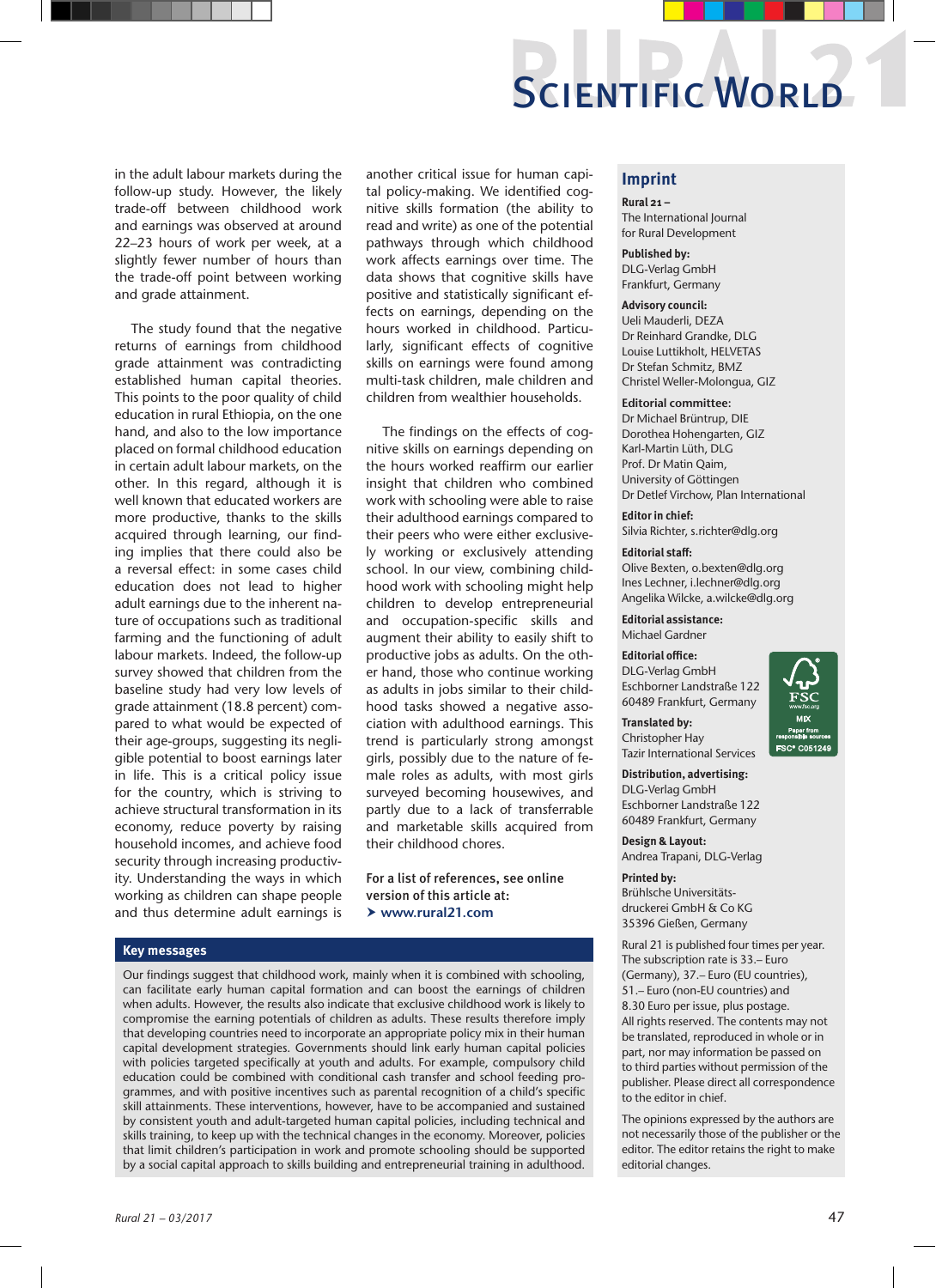in the adult labour markets during the follow-up study. However, the likely trade-off between childhood work and earnings was observed at around 22–23 hours of work per week, at a slightly fewer number of hours than the trade-off point between working and grade attainment.

The study found that the negative returns of earnings from childhood grade attainment was contradicting established human capital theories. This points to the poor quality of child education in rural Ethiopia, on the one hand, and also to the low importance placed on formal childhood education in certain adult labour markets, on the other. In this regard, although it is well known that educated workers are more productive, thanks to the skills acquired through learning, our finding implies that there could also be a reversal effect: in some cases child education does not lead to higher adult earnings due to the inherent nature of occupations such as traditional farming and the functioning of adult labour markets. Indeed, the follow-up survey showed that children from the baseline study had very low levels of grade attainment (18.8 percent) compared to what would be expected of their age-groups, suggesting its negligible potential to boost earnings later in life. This is a critical policy issue for the country, which is striving to achieve structural transformation in its economy, reduce poverty by raising household incomes, and achieve food security through increasing productivity. Understanding the ways in which working as children can shape people and thus determine adult earnings is another critical issue for human capital policy-making. We identified cognitive skills formation (the ability to read and write) as one of the potential pathways through which childhood work affects earnings over time. The data shows that cognitive skills have positive and statistically significant effects on earnings, depending on the hours worked in childhood. Particularly, significant effects of cognitive skills on earnings were found among multi-task children, male children and children from wealthier households.

The findings on the effects of cognitive skills on earnings depending on the hours worked in childhood reaffirm our earlier insight that children who combined work with schooling were able to raise their adulthood earnings compared to their peers who were either exclusively working or exclusively attending school. In our view, combining childhood work with schooling might help children to develop entrepreneurial and occupation-specific skills and augment their ability to easily shift to productive jobs as adults. On the other hand, those who continue working as adults in jobs similar to their childhood tasks showed a negative association with adulthood earnings. This trend is particularly strong amongst girls, possibly due to the nature of female roles as adults, with most girls surveyed becoming housewives, and partly due to a lack of transferrable and marketable skills acquired from their childhood chores.

**For a list of references, see online version of this article at:**
**➤ www.rural21.com**

## Key messages

Our findings suggest that childhood work, mainly when it is combined with schooling, can facilitate early human capital formation and can boost the earnings of children when adults. However, the results also indicate that exclusive childhood work is likely to compromise the earning potentials of children as adults. These results therefore imply that developing countries need to incorporate an appropriate policy mix in their human capital development strategies. Governments should link early human capital policies with policies targeted specifically at youth and adults. For example, compulsory child education could be combined with conditional cash transfer and school feeding programmes, and with positive incentives such as parental recognition of a child's specific skill attainments. These interventions, however, have to be accompanied and sustained by consistent youth and adult-targeted human capital policies, including technical and skills training, to keep up with the technical changes in the economy. Moreover, policies that limit children's participation in work and promote schooling should be supported by a social capital approach to skills building and entrepreneurial training in adulthood.

## Imprint

**Rural 21 –**
The International Journal for Rural Development

**Published by:**
DLG-Verlag GmbH
Frankfurt, Germany

**Advisory council:**
Ueli Mauderli, DEZA
Dr Reinhard Grandke, DLG
Louise Luttikholt, HELVETAS
Dr Stefan Schmitz, BMZ
Christel Weller-Molongua, GIZ

**Editorial committee:**
Dr Michael Brüntrup, DIE
Dorothea Hohengarten, GIZ
Karl-Martin Lüth, DLG
Prof. Dr Matin Qaim, University of Göttingen
Dr Detlef Virchow, Plan International

**Editor in chief:**
Silvia Richter, s.richter@dlg.org

**Editorial staff:**
Olive Bexten, o.bexten@dlg.org
Ines Lechner, i.lechner@dlg.org
Angelika Wilcke, a.wilcke@dlg.org

**Editorial assistance:**
Michael Gardner

**Editorial office:**
DLG-Verlag GmbH
Eschborner Landstraße 122
60489 Frankfurt, Germany

**Translated by:**
Christopher Hay
Tazir International Services

**Distribution, advertising:**
DLG-Verlag GmbH
Eschborner Landstraße 122
60489 Frankfurt, Germany

**Design & Layout:**
Andrea Trapani, DLG-Verlag

**Printed by:**
Brühlsche Universitäts-druckerei GmbH & Co KG
35396 Gießen, Germany

Rural 21 is published four times per year. The subscription rate is 33.– Euro (Germany), 37.– Euro (EU countries), 51.– Euro (non-EU countries) and 8.30 Euro per issue, plus postage.
All rights reserved. The contents may not be translated, reproduced in whole or in part, nor may information be passed on to third parties without permission of the publisher. Please direct all correspondence to the editor in chief.

The opinions expressed by the authors are not necessarily those of the publisher or the editor. The editor retains the right to make editorial changes.